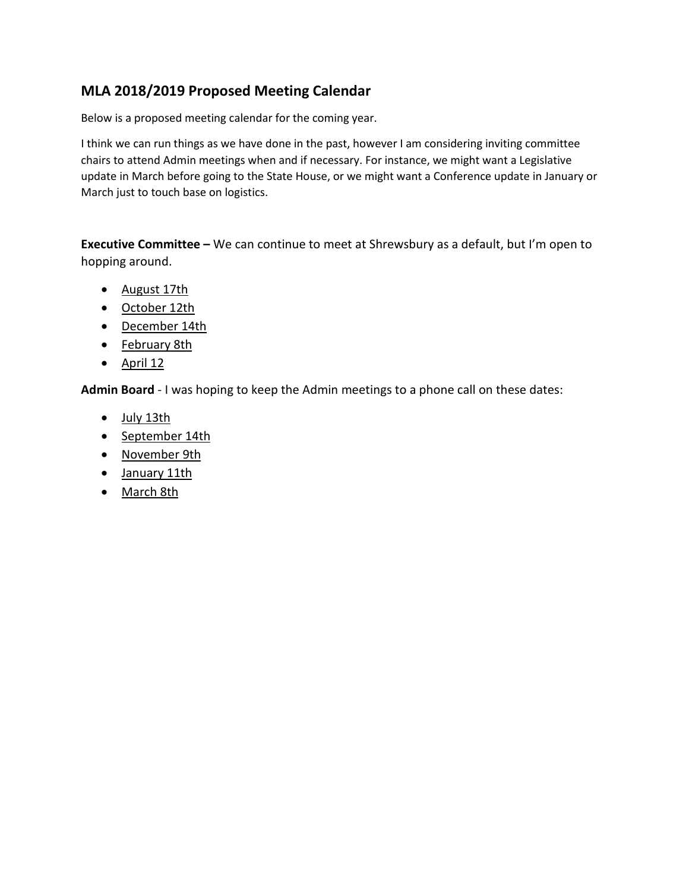## MLA 2018/2019 Proposed Meeting Calendar

Below is a proposed meeting calendar for the coming year.

I think we can run things as we have done in the past, however I am considering inviting committee chairs to attend Admin meetings when and if necessary. For instance, we might want a Legislative update in March before going to the State House, or we might want a Conference update in January or March just to touch base on logistics.

**Executive Committee –** We can continue to meet at Shrewsbury as a default, but I'm open to hopping around.

- <u>August 17th</u>
- <u>October 12th</u>
- <u>December 14th</u>
- <u>February 8th</u>
- <u>April 12</u>

**Admin Board** - I was hoping to keep the Admin meetings to a phone call on these dates:

- <u>July 13th</u>
- <u>September 14th</u>
- <u>November 9th</u>
- <u>January 11th</u>
- <u>March 8th</u>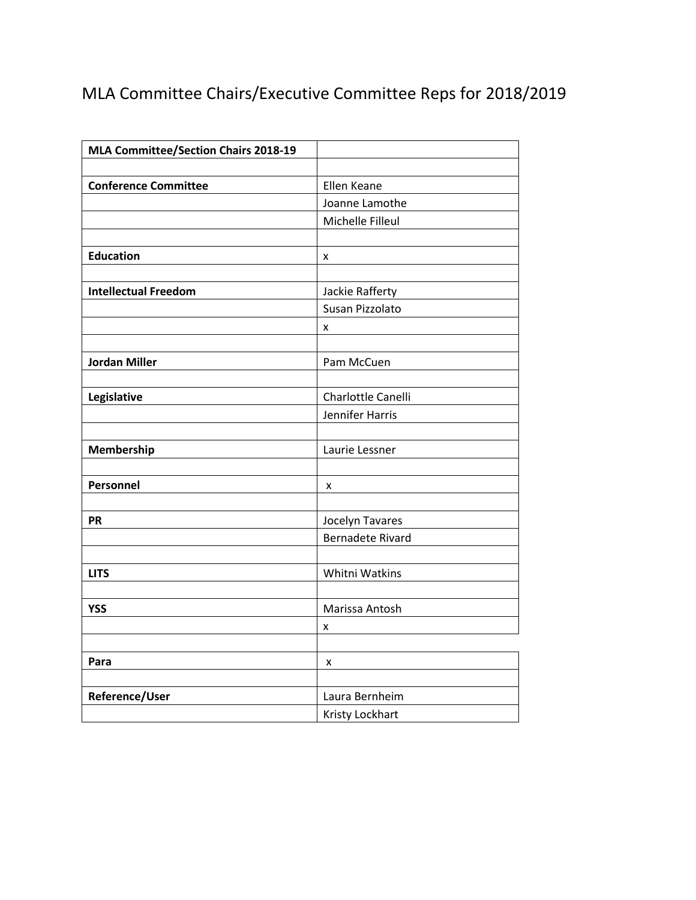# MLA Committee Chairs/Executive Committee Reps for 2018/2019

| **MLA Committee/Section Chairs 2018-19** | |
|---|---|
| | |
| **Conference Committee** | Ellen Keane |
| | Joanne Lamothe |
| | Michelle Filleul |
| | |
| **Education** | x |
| | |
| **Intellectual Freedom** | Jackie Rafferty |
| | Susan Pizzolato |
| | x |
| | |
| **Jordan Miller** | Pam McCuen |
| | |
| **Legislative** | Charlottle Canelli |
| | Jennifer Harris |
| | |
| **Membership** | Laurie Lessner |
| | |
| **Personnel** | x |
| | |
| **PR** | Jocelyn Tavares |
| | Bernadete Rivard |
| | |
| **LITS** | Whitni Watkins |
| | |
| **YSS** | Marissa Antosh |
| | x |
| | |
| **Para** | x |
| | |
| **Reference/User** | Laura Bernheim |
| | Kristy Lockhart |